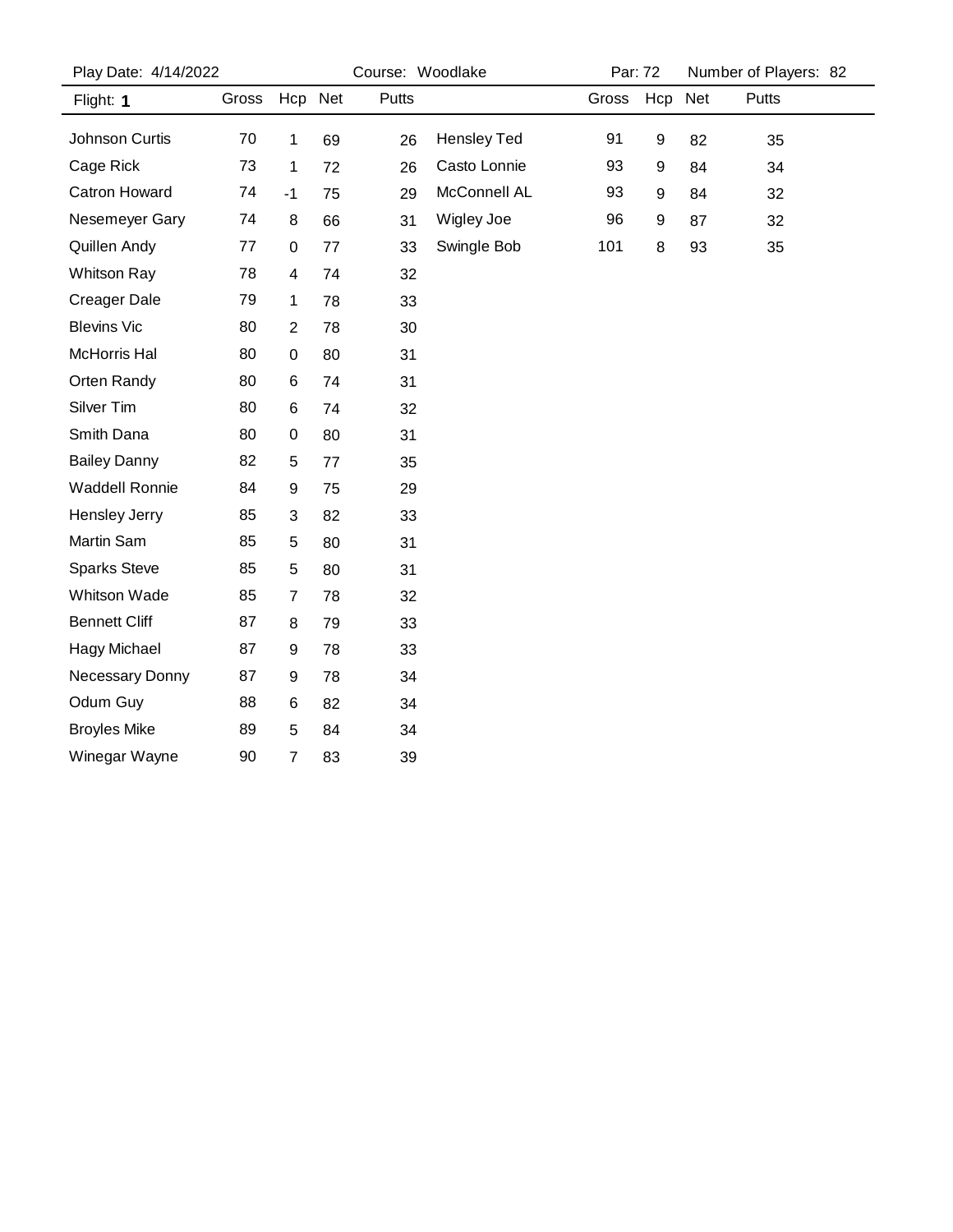Play Date: 4/14/2022 | Course: Woodlake | Par: 72 | Number of Players: 82

Flight: **1**

| Name | Gross | Hcp | Net | Putts |
|---|---|---|---|---|
| Johnson Curtis | 70 | 1 | 69 | 26 |
| Cage Rick | 73 | 1 | 72 | 26 |
| Catron Howard | 74 | -1 | 75 | 29 |
| Nesemeyer Gary | 74 | 8 | 66 | 31 |
| Quillen Andy | 77 | 0 | 77 | 33 |
| Whitson Ray | 78 | 4 | 74 | 32 |
| Creager Dale | 79 | 1 | 78 | 33 |
| Blevins Vic | 80 | 2 | 78 | 30 |
| McHorris Hal | 80 | 0 | 80 | 31 |
| Orten Randy | 80 | 6 | 74 | 31 |
| Silver Tim | 80 | 6 | 74 | 32 |
| Smith Dana | 80 | 0 | 80 | 31 |
| Bailey Danny | 82 | 5 | 77 | 35 |
| Waddell Ronnie | 84 | 9 | 75 | 29 |
| Hensley Jerry | 85 | 3 | 82 | 33 |
| Martin Sam | 85 | 5 | 80 | 31 |
| Sparks Steve | 85 | 5 | 80 | 31 |
| Whitson Wade | 85 | 7 | 78 | 32 |
| Bennett Cliff | 87 | 8 | 79 | 33 |
| Hagy Michael | 87 | 9 | 78 | 33 |
| Necessary Donny | 87 | 9 | 78 | 34 |
| Odum Guy | 88 | 6 | 82 | 34 |
| Broyles Mike | 89 | 5 | 84 | 34 |
| Winegar Wayne | 90 | 7 | 83 | 39 |
| Hensley Ted | 91 | 9 | 82 | 35 |
| Casto Lonnie | 93 | 9 | 84 | 34 |
| McConnell AL | 93 | 9 | 84 | 32 |
| Wigley Joe | 96 | 9 | 87 | 32 |
| Swingle Bob | 101 | 8 | 93 | 35 |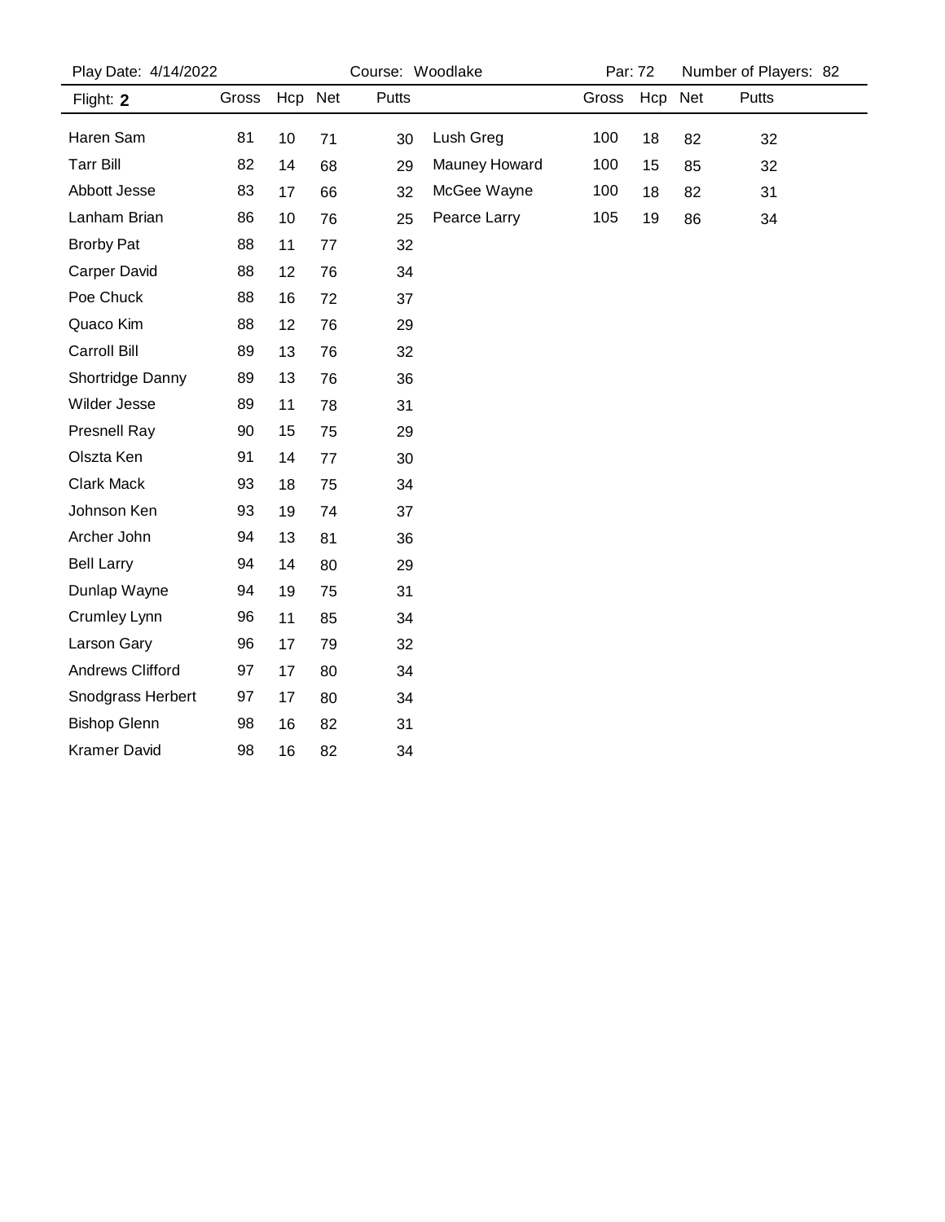Play Date: 4/14/2022 Course: Woodlake Par: 72 Number of Players: 82

| Flight: **2** | Gross | Hcp | Net | Putts | | Gross | Hcp | Net | Putts |
|---|---|---|---|---|---|---|---|---|---|
| Haren Sam | 81 | 10 | 71 | 30 | Lush Greg | 100 | 18 | 82 | 32 |
| Tarr Bill | 82 | 14 | 68 | 29 | Mauney Howard | 100 | 15 | 85 | 32 |
| Abbott Jesse | 83 | 17 | 66 | 32 | McGee Wayne | 100 | 18 | 82 | 31 |
| Lanham Brian | 86 | 10 | 76 | 25 | Pearce Larry | 105 | 19 | 86 | 34 |
| Brorby Pat | 88 | 11 | 77 | 32 | | | | | |
| Carper David | 88 | 12 | 76 | 34 | | | | | |
| Poe Chuck | 88 | 16 | 72 | 37 | | | | | |
| Quaco Kim | 88 | 12 | 76 | 29 | | | | | |
| Carroll Bill | 89 | 13 | 76 | 32 | | | | | |
| Shortridge Danny | 89 | 13 | 76 | 36 | | | | | |
| Wilder Jesse | 89 | 11 | 78 | 31 | | | | | |
| Presnell Ray | 90 | 15 | 75 | 29 | | | | | |
| Olszta Ken | 91 | 14 | 77 | 30 | | | | | |
| Clark Mack | 93 | 18 | 75 | 34 | | | | | |
| Johnson Ken | 93 | 19 | 74 | 37 | | | | | |
| Archer John | 94 | 13 | 81 | 36 | | | | | |
| Bell Larry | 94 | 14 | 80 | 29 | | | | | |
| Dunlap Wayne | 94 | 19 | 75 | 31 | | | | | |
| Crumley Lynn | 96 | 11 | 85 | 34 | | | | | |
| Larson Gary | 96 | 17 | 79 | 32 | | | | | |
| Andrews Clifford | 97 | 17 | 80 | 34 | | | | | |
| Snodgrass Herbert | 97 | 17 | 80 | 34 | | | | | |
| Bishop Glenn | 98 | 16 | 82 | 31 | | | | | |
| Kramer David | 98 | 16 | 82 | 34 | | | | | |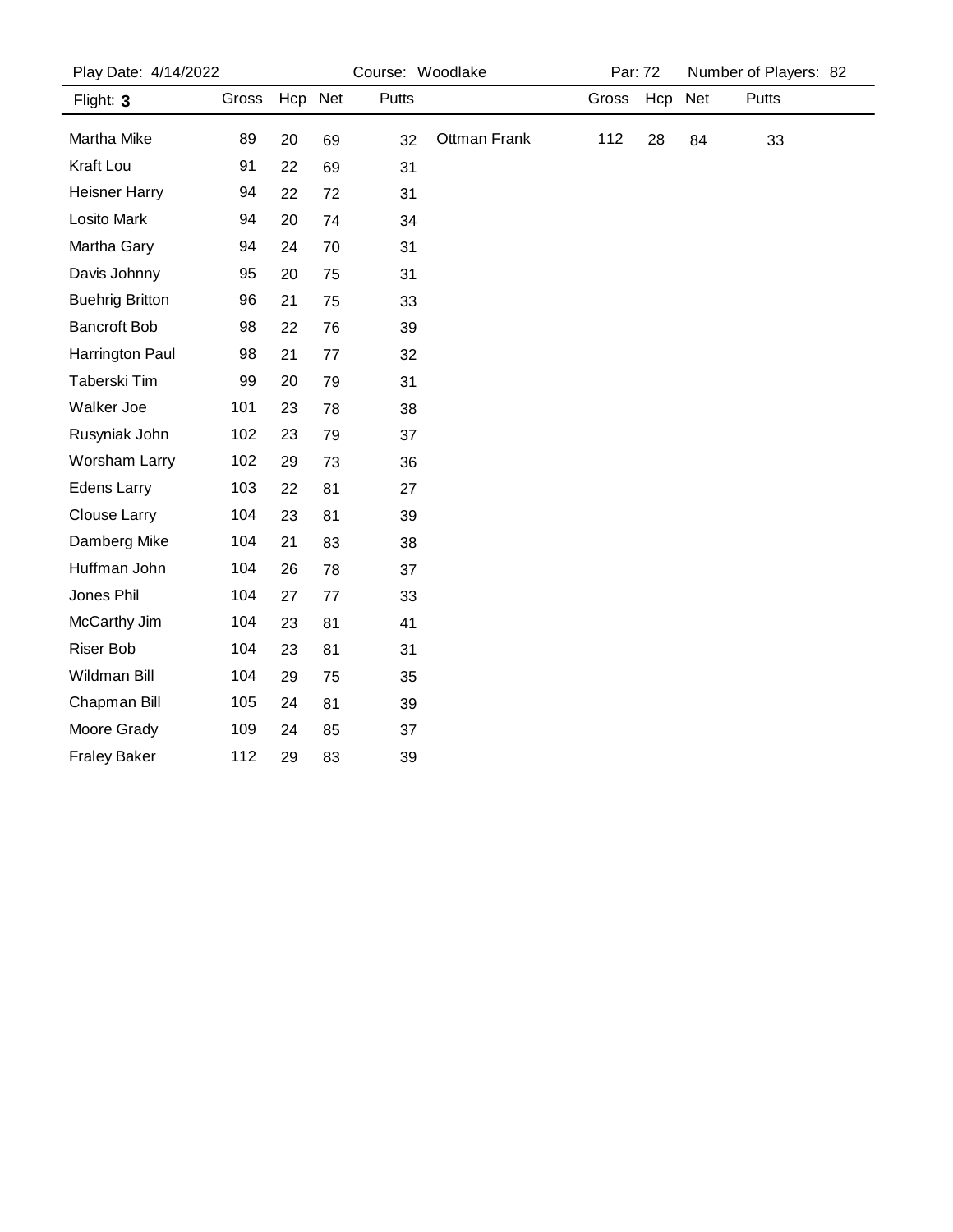Play Date: 4/14/2022 Course: Woodlake Par: 72 Number of Players: 82

| Flight: **3** | Gross | Hcp | Net | Putts | | Gross | Hcp | Net | Putts |
|---|---|---|---|---|---|---|---|---|---|
| Martha Mike | 89 | 20 | 69 | 32 | Ottman Frank | 112 | 28 | 84 | 33 |
| Kraft Lou | 91 | 22 | 69 | 31 | | | | | |
| Heisner Harry | 94 | 22 | 72 | 31 | | | | | |
| Losito Mark | 94 | 20 | 74 | 34 | | | | | |
| Martha Gary | 94 | 24 | 70 | 31 | | | | | |
| Davis Johnny | 95 | 20 | 75 | 31 | | | | | |
| Buehrig Britton | 96 | 21 | 75 | 33 | | | | | |
| Bancroft Bob | 98 | 22 | 76 | 39 | | | | | |
| Harrington Paul | 98 | 21 | 77 | 32 | | | | | |
| Taberski Tim | 99 | 20 | 79 | 31 | | | | | |
| Walker Joe | 101 | 23 | 78 | 38 | | | | | |
| Rusyniak John | 102 | 23 | 79 | 37 | | | | | |
| Worsham Larry | 102 | 29 | 73 | 36 | | | | | |
| Edens Larry | 103 | 22 | 81 | 27 | | | | | |
| Clouse Larry | 104 | 23 | 81 | 39 | | | | | |
| Damberg Mike | 104 | 21 | 83 | 38 | | | | | |
| Huffman John | 104 | 26 | 78 | 37 | | | | | |
| Jones Phil | 104 | 27 | 77 | 33 | | | | | |
| McCarthy Jim | 104 | 23 | 81 | 41 | | | | | |
| Riser Bob | 104 | 23 | 81 | 31 | | | | | |
| Wildman Bill | 104 | 29 | 75 | 35 | | | | | |
| Chapman Bill | 105 | 24 | 81 | 39 | | | | | |
| Moore Grady | 109 | 24 | 85 | 37 | | | | | |
| Fraley Baker | 112 | 29 | 83 | 39 | | | | | |